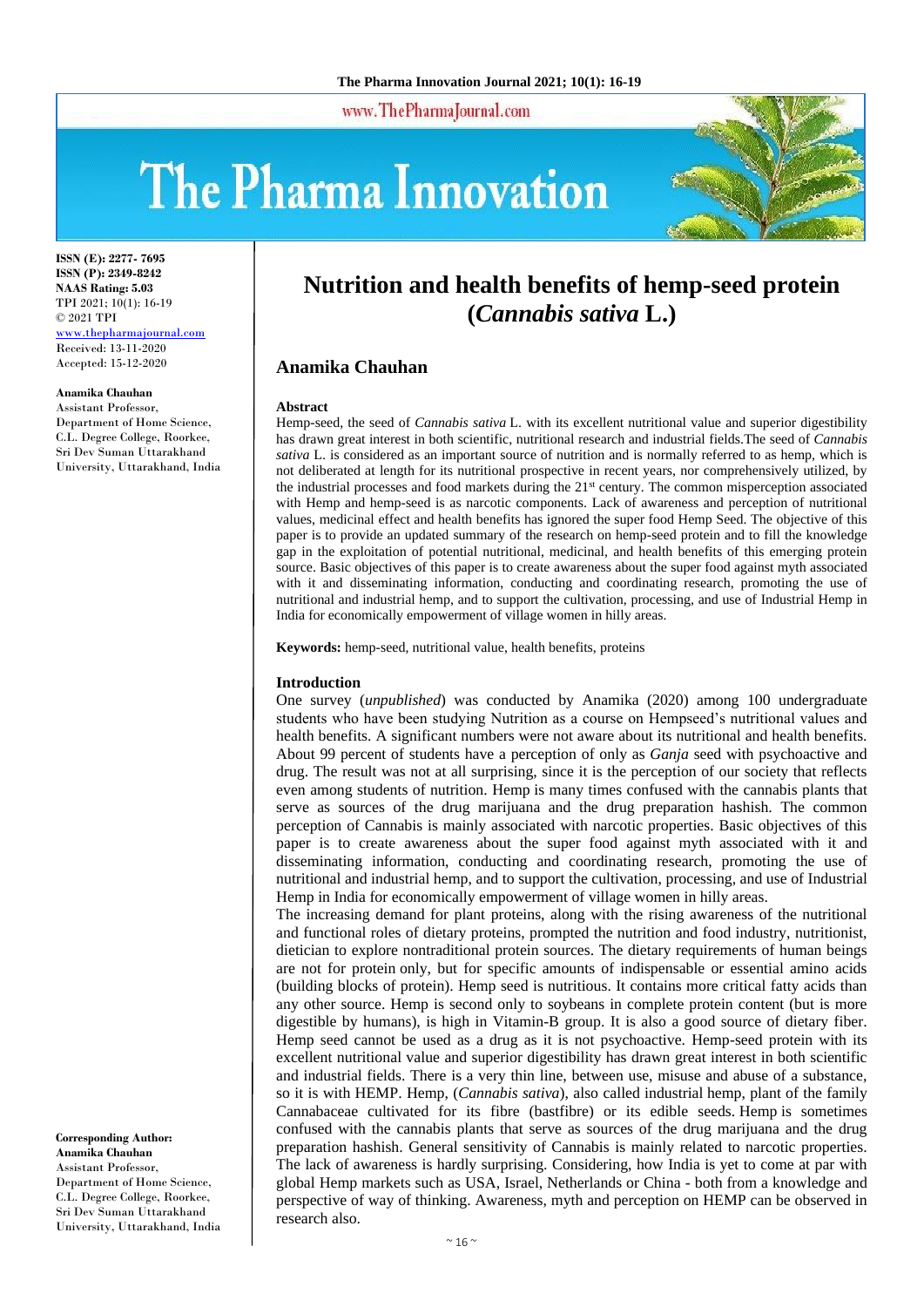# Nutrition and health benefits of hemp-seed protein (*Cannabis sativa* L.)

**ISSN (E): 2277- 7695**
**ISSN (P): 2349-8242**
**NAAS Rating: 5.03**
TPI 2021; 10(1): 16-19
© 2021 TPI
www.thepharmajournal.com
Received: 13-11-2020
Accepted: 15-12-2020

**Anamika Chauhan**
Assistant Professor, Department of Home Science, C.L. Degree College, Roorkee, Sri Dev Suman Uttarakhand University, Uttarakhand, India

**Corresponding Author:**
**Anamika Chauhan**
Assistant Professor, Department of Home Science, C.L. Degree College, Roorkee, Sri Dev Suman Uttarakhand University, Uttarakhand, India

## Anamika Chauhan

### Abstract

Hemp-seed, the seed of *Cannabis sativa* L. with its excellent nutritional value and superior digestibility has drawn great interest in both scientific, nutritional research and industrial fields.The seed of *Cannabis sativa* L. is considered as an important source of nutrition and is normally referred to as hemp, which is not deliberated at length for its nutritional prospective in recent years, nor comprehensively utilized, by the industrial processes and food markets during the 21st century. The common misperception associated with Hemp and hemp-seed is as narcotic components. Lack of awareness and perception of nutritional values, medicinal effect and health benefits has ignored the super food Hemp Seed. The objective of this paper is to provide an updated summary of the research on hemp-seed protein and to fill the knowledge gap in the exploitation of potential nutritional, medicinal, and health benefits of this emerging protein source. Basic objectives of this paper is to create awareness about the super food against myth associated with it and disseminating information, conducting and coordinating research, promoting the use of nutritional and industrial hemp, and to support the cultivation, processing, and use of Industrial Hemp in India for economically empowerment of village women in hilly areas.

**Keywords:** hemp-seed, nutritional value, health benefits, proteins

### Introduction

One survey (*unpublished*) was conducted by Anamika (2020) among 100 undergraduate students who have been studying Nutrition as a course on Hempseed's nutritional values and health benefits. A significant numbers were not aware about its nutritional and health benefits. About 99 percent of students have a perception of only as *Ganja* seed with psychoactive and drug. The result was not at all surprising, since it is the perception of our society that reflects even among students of nutrition. Hemp is many times confused with the cannabis plants that serve as sources of the drug marijuana and the drug preparation hashish. The common perception of Cannabis is mainly associated with narcotic properties. Basic objectives of this paper is to create awareness about the super food against myth associated with it and disseminating information, conducting and coordinating research, promoting the use of nutritional and industrial hemp, and to support the cultivation, processing, and use of Industrial Hemp in India for economically empowerment of village women in hilly areas.

The increasing demand for plant proteins, along with the rising awareness of the nutritional and functional roles of dietary proteins, prompted the nutrition and food industry, nutritionist, dietician to explore nontraditional protein sources. The dietary requirements of human beings are not for protein only, but for specific amounts of indispensable or essential amino acids (building blocks of protein). Hemp seed is nutritious. It contains more critical fatty acids than any other source. Hemp is second only to soybeans in complete protein content (but is more digestible by humans), is high in Vitamin-B group. It is also a good source of dietary fiber. Hemp seed cannot be used as a drug as it is not psychoactive. Hemp-seed protein with its excellent nutritional value and superior digestibility has drawn great interest in both scientific and industrial fields. There is a very thin line, between use, misuse and abuse of a substance, so it is with HEMP. Hemp, (*Cannabis sativa*), also called industrial hemp, plant of the family Cannabaceae cultivated for its fibre (bastfibre) or its edible seeds. Hemp is sometimes confused with the cannabis plants that serve as sources of the drug marijuana and the drug preparation hashish. General sensitivity of Cannabis is mainly related to narcotic properties. The lack of awareness is hardly surprising. Considering, how India is yet to come at par with global Hemp markets such as USA, Israel, Netherlands or China - both from a knowledge and perspective of way of thinking. Awareness, myth and perception on HEMP can be observed in research also.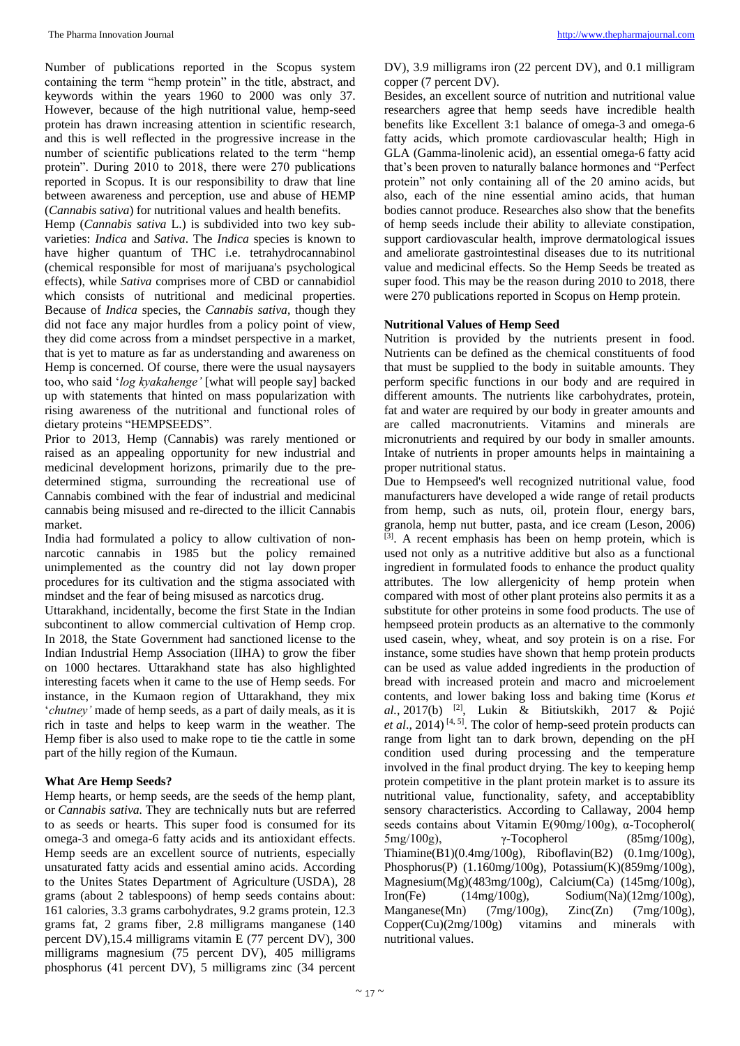Number of publications reported in the Scopus system containing the term "hemp protein" in the title, abstract, and keywords within the years 1960 to 2000 was only 37. However, because of the high nutritional value, hemp-seed protein has drawn increasing attention in scientific research, and this is well reflected in the progressive increase in the number of scientific publications related to the term "hemp protein". During 2010 to 2018, there were 270 publications reported in Scopus. It is our responsibility to draw that line between awareness and perception, use and abuse of HEMP (*Cannabis sativa*) for nutritional values and health benefits.

Hemp (*Cannabis sativa* L.) is subdivided into two key sub-varieties: *Indica* and *Sativa*. The *Indica* species is known to have higher quantum of THC i.e. tetrahydrocannabinol (chemical responsible for most of marijuana's psychological effects), while *Sativa* comprises more of CBD or cannabidiol which consists of nutritional and medicinal properties. Because of *Indica* species, the *Cannabis sativa*, though they did not face any major hurdles from a policy point of view, they did come across from a mindset perspective in a market, that is yet to mature as far as understanding and awareness on Hemp is concerned. Of course, there were the usual naysayers too, who said '*log kyakahenge'* [what will people say] backed up with statements that hinted on mass popularization with rising awareness of the nutritional and functional roles of dietary proteins "HEMPSEEDS".

Prior to 2013, Hemp (Cannabis) was rarely mentioned or raised as an appealing opportunity for new industrial and medicinal development horizons, primarily due to the pre-determined stigma, surrounding the recreational use of Cannabis combined with the fear of industrial and medicinal cannabis being misused and re-directed to the illicit Cannabis market.

India had formulated a policy to allow cultivation of non-narcotic cannabis in 1985 but the policy remained unimplemented as the country did not lay down proper procedures for its cultivation and the stigma associated with mindset and the fear of being misused as narcotics drug.

Uttarakhand, incidentally, become the first State in the Indian subcontinent to allow commercial cultivation of Hemp crop. In 2018, the State Government had sanctioned license to the Indian Industrial Hemp Association (IIHA) to grow the fiber on 1000 hectares. Uttarakhand state has also highlighted interesting facets when it came to the use of Hemp seeds. For instance, in the Kumaon region of Uttarakhand, they mix '*chutney'* made of hemp seeds, as a part of daily meals, as it is rich in taste and helps to keep warm in the weather. The Hemp fiber is also used to make rope to tie the cattle in some part of the hilly region of the Kumaun.

### What Are Hemp Seeds?

Hemp hearts, or hemp seeds, are the seeds of the hemp plant, or *Cannabis sativa.* They are technically nuts but are referred to as seeds or hearts. This super food is consumed for its omega-3 and omega-6 fatty acids and its antioxidant effects. Hemp seeds are an excellent source of nutrients, especially unsaturated fatty acids and essential amino acids. According to the Unites States Department of Agriculture (USDA), 28 grams (about 2 tablespoons) of hemp seeds contains about: 161 calories, 3.3 grams carbohydrates, 9.2 grams protein, 12.3 grams fat, 2 grams fiber, 2.8 milligrams manganese (140 percent DV),15.4 milligrams vitamin E (77 percent DV), 300 milligrams magnesium (75 percent DV), 405 milligrams phosphorus (41 percent DV), 5 milligrams zinc (34 percent DV), 3.9 milligrams iron (22 percent DV), and 0.1 milligram copper (7 percent DV).

Besides, an excellent source of nutrition and nutritional value researchers agree that hemp seeds have incredible health benefits like Excellent 3:1 balance of omega-3 and omega-6 fatty acids, which promote cardiovascular health; High in GLA (Gamma-linolenic acid), an essential omega-6 fatty acid that's been proven to naturally balance hormones and "Perfect protein" not only containing all of the 20 amino acids, but also, each of the nine essential amino acids, that human bodies cannot produce. Researches also show that the benefits of hemp seeds include their ability to alleviate constipation, support cardiovascular health, improve dermatological issues and ameliorate gastrointestinal diseases due to its nutritional value and medicinal effects. So the Hemp Seeds be treated as super food. This may be the reason during 2010 to 2018, there were 270 publications reported in Scopus on Hemp protein.

### Nutritional Values of Hemp Seed

Nutrition is provided by the nutrients present in food. Nutrients can be defined as the chemical constituents of food that must be supplied to the body in suitable amounts. They perform specific functions in our body and are required in different amounts. The nutrients like carbohydrates, protein, fat and water are required by our body in greater amounts and are called macronutrients. Vitamins and minerals are micronutrients and required by our body in smaller amounts. Intake of nutrients in proper amounts helps in maintaining a proper nutritional status.

Due to Hempseed's well recognized nutritional value, food manufacturers have developed a wide range of retail products from hemp, such as nuts, oil, protein flour, energy bars, granola, hemp nut butter, pasta, and ice cream (Leson, 2006) [3]. A recent emphasis has been on hemp protein, which is used not only as a nutritive additive but also as a functional ingredient in formulated foods to enhance the product quality attributes. The low allergenicity of hemp protein when compared with most of other plant proteins also permits it as a substitute for other proteins in some food products. The use of hempseed protein products as an alternative to the commonly used casein, whey, wheat, and soy protein is on a rise. For instance, some studies have shown that hemp protein products can be used as value added ingredients in the production of bread with increased protein and macro and microelement contents, and lower baking loss and baking time (Korus *et al.*, 2017(b) [2], Lukin & Bitiutskikh, 2017 & Pojić *et al*., 2014) [4, 5]. The color of hemp-seed protein products can range from light tan to dark brown, depending on the pH condition used during processing and the temperature involved in the final product drying. The key to keeping hemp protein competitive in the plant protein market is to assure its nutritional value, functionality, safety, and acceptabiblity sensory characteristics. According to Callaway, 2004 hemp seeds contains about Vitamin E(90mg/100g), α-Tocopherol( 5mg/100g), γ-Tocopherol (85mg/100g), Thiamine(B1)(0.4mg/100g), Riboflavin(B2) (0.1mg/100g), Phosphorus(P) (1.160mg/100g), Potassium(K)(859mg/100g), Magnesium(Mg)(483mg/100g), Calcium(Ca) (145mg/100g), Iron(Fe) (14mg/100g), Sodium(Na)(12mg/100g), Manganese(Mn) (7mg/100g), Zinc(Zn) (7mg/100g), Copper(Cu)(2mg/100g) vitamins and minerals with nutritional values.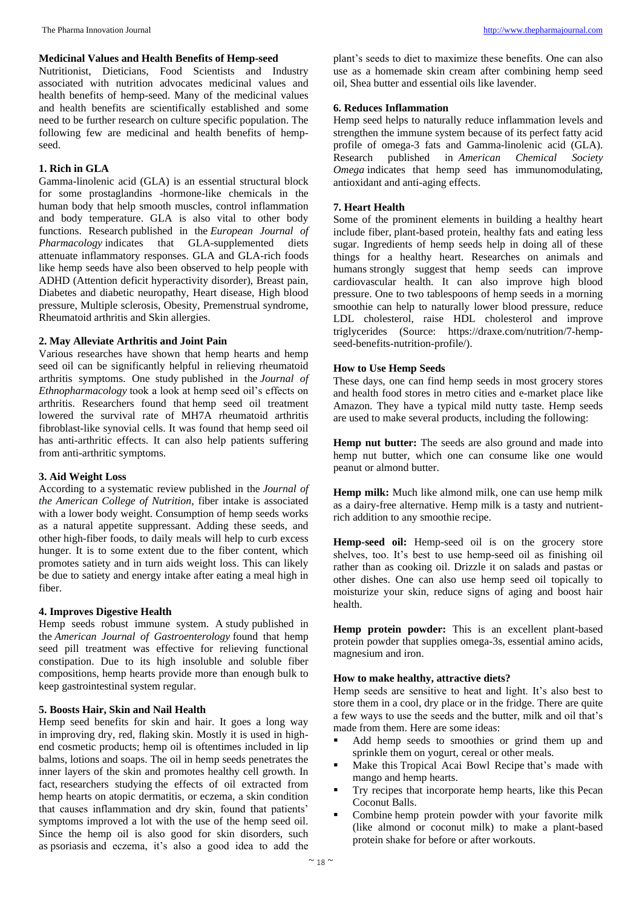## Medicinal Values and Health Benefits of Hemp-seed

Nutritionist, Dieticians, Food Scientists and Industry associated with nutrition advocates medicinal values and health benefits of hemp-seed. Many of the medicinal values and health benefits are scientifically established and some need to be further research on culture specific population. The following few are medicinal and health benefits of hemp-seed.

### 1. Rich in GLA

Gamma-linolenic acid (GLA) is an essential structural block for some prostaglandins -hormone-like chemicals in the human body that help smooth muscles, control inflammation and body temperature. GLA is also vital to other body functions. Research published in the *European Journal of Pharmacology* indicates that GLA-supplemented diets attenuate inflammatory responses. GLA and GLA-rich foods like hemp seeds have also been observed to help people with ADHD (Attention deficit hyperactivity disorder), Breast pain, Diabetes and diabetic neuropathy, Heart disease, High blood pressure, Multiple sclerosis, Obesity, Premenstrual syndrome, Rheumatoid arthritis and Skin allergies.

### 2. May Alleviate Arthritis and Joint Pain

Various researches have shown that hemp hearts and hemp seed oil can be significantly helpful in relieving rheumatoid arthritis symptoms. One study published in the *Journal of Ethnopharmacology* took a look at hemp seed oil's effects on arthritis. Researchers found that hemp seed oil treatment lowered the survival rate of MH7A rheumatoid arthritis fibroblast-like synovial cells. It was found that hemp seed oil has anti-arthritic effects. It can also help patients suffering from anti-arthritic symptoms.

### 3. Aid Weight Loss

According to a systematic review published in the *Journal of the American College of Nutrition*, fiber intake is associated with a lower body weight. Consumption of hemp seeds works as a natural appetite suppressant. Adding these seeds, and other high-fiber foods, to daily meals will help to curb excess hunger. It is to some extent due to the fiber content, which promotes satiety and in turn aids weight loss. This can likely be due to satiety and energy intake after eating a meal high in fiber.

### 4. Improves Digestive Health

Hemp seeds robust immune system. A study published in the *American Journal of Gastroenterology* found that hemp seed pill treatment was effective for relieving functional constipation. Due to its high insoluble and soluble fiber compositions, hemp hearts provide more than enough bulk to keep gastrointestinal system regular.

### 5. Boosts Hair, Skin and Nail Health

Hemp seed benefits for skin and hair. It goes a long way in improving dry, red, flaking skin. Mostly it is used in high-end cosmetic products; hemp oil is oftentimes included in lip balms, lotions and soaps. The oil in hemp seeds penetrates the inner layers of the skin and promotes healthy cell growth. In fact, researchers studying the effects of oil extracted from hemp hearts on atopic dermatitis, or eczema, a skin condition that causes inflammation and dry skin, found that patients' symptoms improved a lot with the use of the hemp seed oil. Since the hemp oil is also good for skin disorders, such as psoriasis and eczema, it's also a good idea to add the plant's seeds to diet to maximize these benefits. One can also use as a homemade skin cream after combining hemp seed oil, Shea butter and essential oils like lavender.

### 6. Reduces Inflammation

Hemp seed helps to naturally reduce inflammation levels and strengthen the immune system because of its perfect fatty acid profile of omega-3 fats and Gamma-linolenic acid (GLA). Research published in *American Chemical Society Omega* indicates that hemp seed has immunomodulating, antioxidant and anti-aging effects.

### 7. Heart Health

Some of the prominent elements in building a healthy heart include fiber, plant-based protein, healthy fats and eating less sugar. Ingredients of hemp seeds help in doing all of these things for a healthy heart. Researches on animals and humans strongly suggest that hemp seeds can improve cardiovascular health. It can also improve high blood pressure. One to two tablespoons of hemp seeds in a morning smoothie can help to naturally lower blood pressure, reduce LDL cholesterol, raise HDL cholesterol and improve triglycerides (Source: https://draxe.com/nutrition/7-hemp-seed-benefits-nutrition-profile/).

## How to Use Hemp Seeds

These days, one can find hemp seeds in most grocery stores and health food stores in metro cities and e-market place like Amazon. They have a typical mild nutty taste. Hemp seeds are used to make several products, including the following:

**Hemp nut butter:** The seeds are also ground and made into hemp nut butter, which one can consume like one would peanut or almond butter.

**Hemp milk:** Much like almond milk, one can use hemp milk as a dairy-free alternative. Hemp milk is a tasty and nutrient-rich addition to any smoothie recipe.

**Hemp-seed oil:** Hemp-seed oil is on the grocery store shelves, too. It's best to use hemp-seed oil as finishing oil rather than as cooking oil. Drizzle it on salads and pastas or other dishes. One can also use hemp seed oil topically to moisturize your skin, reduce signs of aging and boost hair health.

**Hemp protein powder:** This is an excellent plant-based protein powder that supplies omega-3s, essential amino acids, magnesium and iron.

## How to make healthy, attractive diets?

Hemp seeds are sensitive to heat and light. It's also best to store them in a cool, dry place or in the fridge. There are quite a few ways to use the seeds and the butter, milk and oil that's made from them. Here are some ideas:

- Add hemp seeds to smoothies or grind them up and sprinkle them on yogurt, cereal or other meals.
- Make this Tropical Acai Bowl Recipe that's made with mango and hemp hearts.
- Try recipes that incorporate hemp hearts, like this Pecan Coconut Balls.
- Combine hemp protein powder with your favorite milk (like almond or coconut milk) to make a plant-based protein shake for before or after workouts.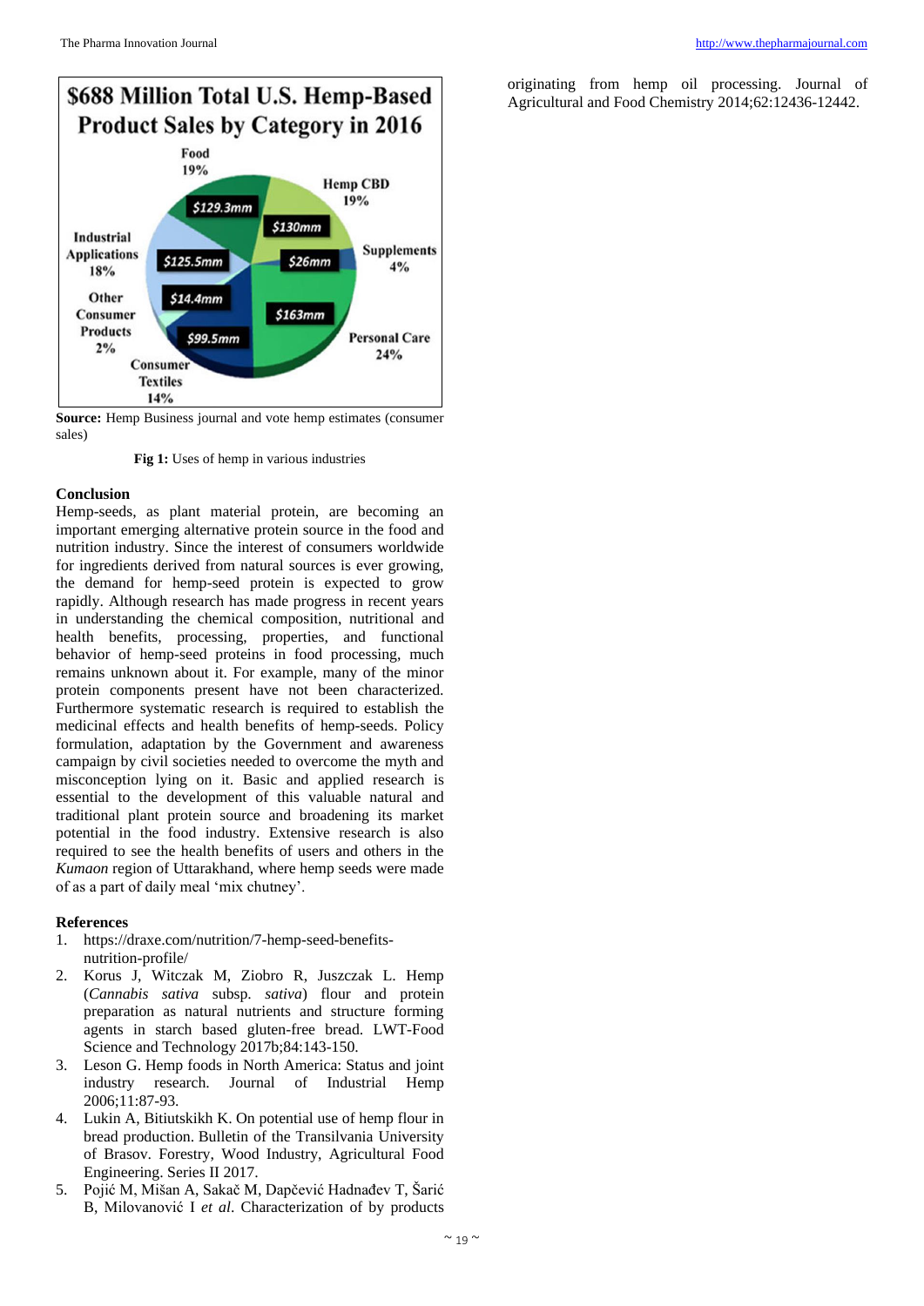$688 Million Total U.S. Hemp-Based Product Sales by Category in 2016

Food 19%
Hemp CBD 19%
Supplements 4%
Personal Care 24%
Consumer Textiles 14%
Other Consumer Products 2%
Industrial Applications 18%

$129.3mm
$130mm
$26mm
$163mm
$99.5mm
$14.4mm
$125.5mm

**Source:** Hemp Business journal and vote hemp estimates (consumer sales)

**Fig 1:** Uses of hemp in various industries

## Conclusion

Hemp-seeds, as plant material protein, are becoming an important emerging alternative protein source in the food and nutrition industry. Since the interest of consumers worldwide for ingredients derived from natural sources is ever growing, the demand for hemp-seed protein is expected to grow rapidly. Although research has made progress in recent years in understanding the chemical composition, nutritional and health benefits, processing, properties, and functional behavior of hemp-seed proteins in food processing, much remains unknown about it. For example, many of the minor protein components present have not been characterized. Furthermore systematic research is required to establish the medicinal effects and health benefits of hemp-seeds. Policy formulation, adaptation by the Government and awareness campaign by civil societies needed to overcome the myth and misconception lying on it. Basic and applied research is essential to the development of this valuable natural and traditional plant protein source and broadening its market potential in the food industry. Extensive research is also required to see the health benefits of users and others in the *Kumaon* region of Uttarakhand, where hemp seeds were made of as a part of daily meal 'mix chutney'.

## References

1. https://draxe.com/nutrition/7-hemp-seed-benefits-nutrition-profile/
2. Korus J, Witczak M, Ziobro R, Juszczak L. Hemp (*Cannabis sativa* subsp. *sativa*) flour and protein preparation as natural nutrients and structure forming agents in starch based gluten-free bread. LWT-Food Science and Technology 2017b;84:143-150.
3. Leson G. Hemp foods in North America: Status and joint industry research. Journal of Industrial Hemp 2006;11:87-93.
4. Lukin A, Bitiutskikh K. On potential use of hemp flour in bread production. Bulletin of the Transilvania University of Brasov. Forestry, Wood Industry, Agricultural Food Engineering. Series II 2017.
5. Pojić M, Mišan A, Sakač M, Dapčević Hadnađev T, Šarić B, Milovanović I *et al*. Characterization of by products originating from hemp oil processing. Journal of Agricultural and Food Chemistry 2014;62:12436-12442.